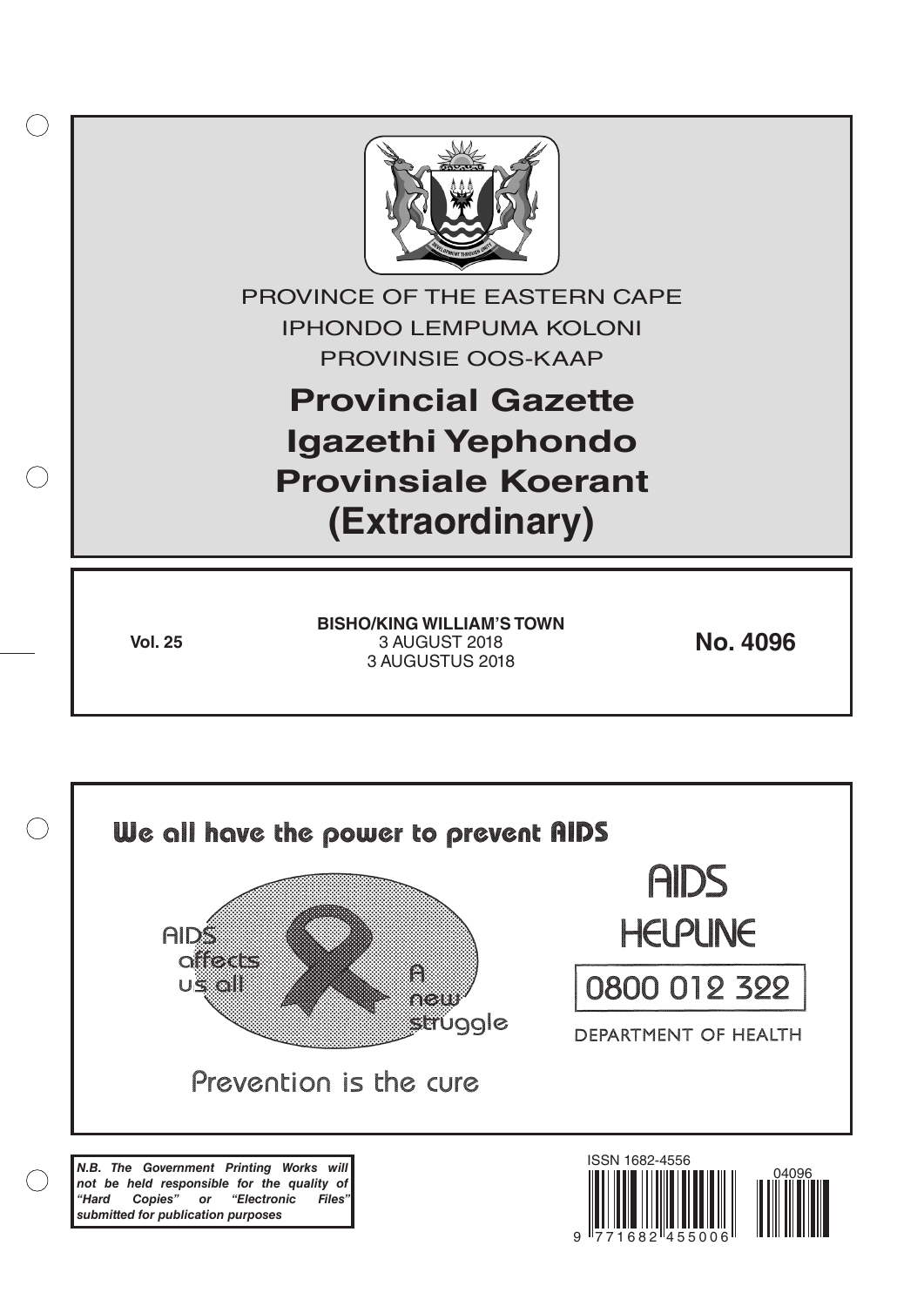PROVINCE OF THE EASTERN CAPE

IPHONDO LEMPUMA KOLONI

PROVINSIE OOS-KAAP

# Provincial Gazette
# Igazethi Yephondo
# Provinsiale Koerant
# (Extraordinary)

**Vol. 25**

**BISHO/KING WILLIAM'S TOWN**
3 AUGUST 2018
3 AUGUSTUS 2018

**No. 4096**

We all have the power to prevent AIDS

AIDS affects us all

A new struggle

Prevention is the cure

AIDS HELPLINE

0800 012 322

DEPARTMENT OF HEALTH

***N.B. The Government Printing Works will not be held responsible for the quality of "Hard Copies" or "Electronic Files" submitted for publication purposes***

ISSN 1682-4556

9 771682 455006

04096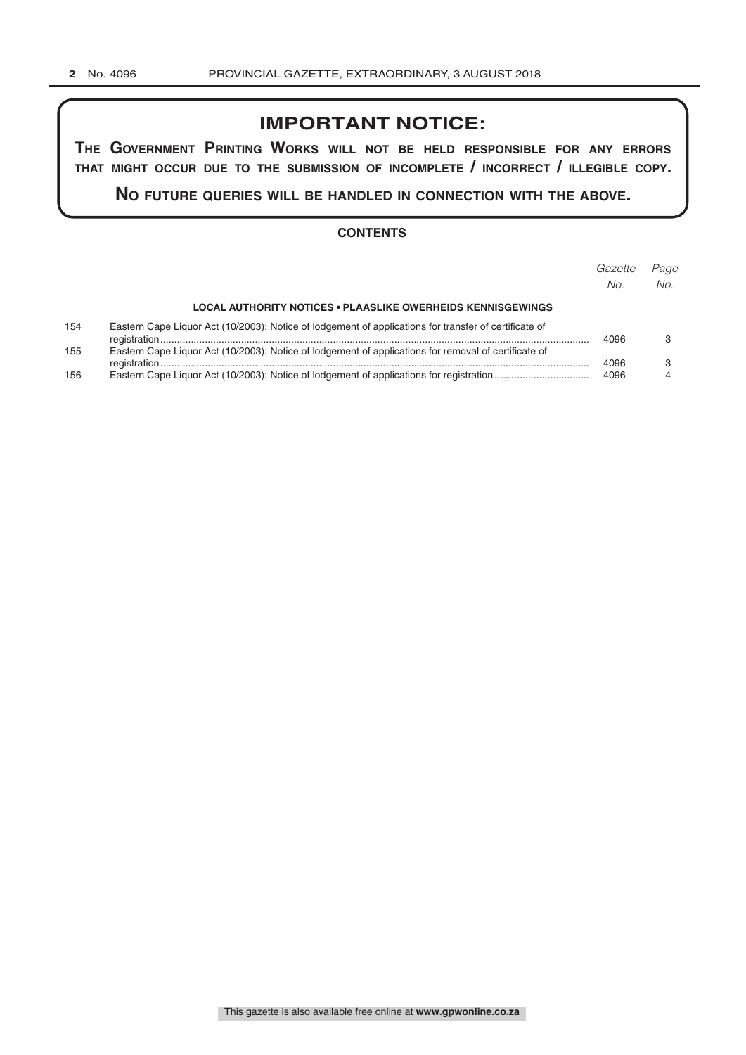## IMPORTANT NOTICE:

**THE GOVERNMENT PRINTING WORKS WILL NOT BE HELD RESPONSIBLE FOR ANY ERRORS THAT MIGHT OCCUR DUE TO THE SUBMISSION OF INCOMPLETE / INCORRECT / ILLEGIBLE COPY.**

**NO FUTURE QUERIES WILL BE HANDLED IN CONNECTION WITH THE ABOVE.**

### CONTENTS

| | | *Gazette No.* | *Page No.* |
|---|---|---|---|
| | **LOCAL AUTHORITY NOTICES • PLAASLIKE OWERHEIDS KENNISGEWINGS** | | |
| 154 | Eastern Cape Liquor Act (10/2003): Notice of lodgement of applications for transfer of certificate of registration | 4096 | 3 |
| 155 | Eastern Cape Liquor Act (10/2003): Notice of lodgement of applications for removal of certificate of registration | 4096 | 3 |
| 156 | Eastern Cape Liquor Act (10/2003): Notice of lodgement of applications for registration | 4096 | 4 |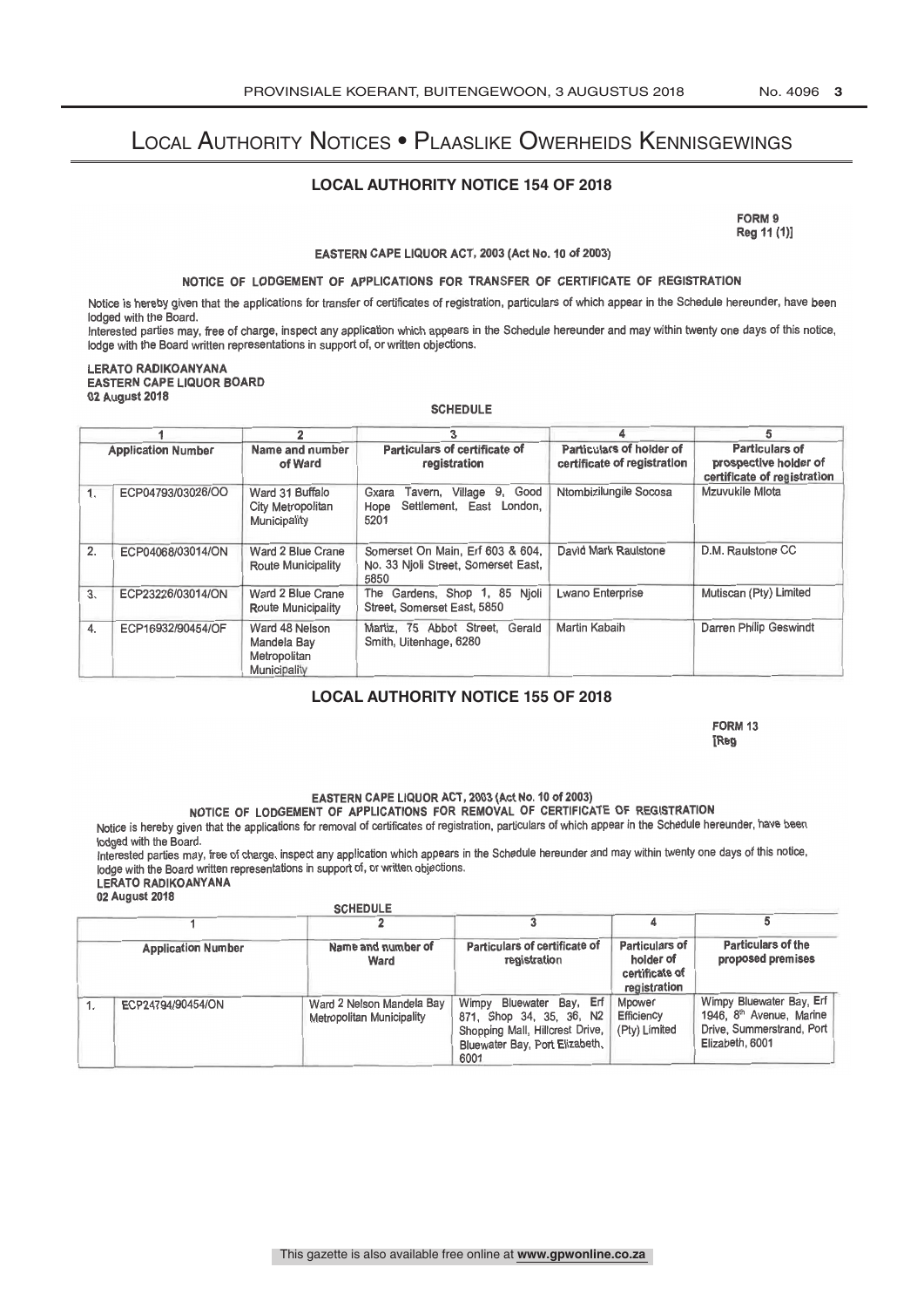# Local Authority Notices • Plaaslike Owerheids Kennisgewings

## LOCAL AUTHORITY NOTICE 154 OF 2018

**FORM 9**
**Reg 11 (1)]**

**EASTERN CAPE LIQUOR ACT, 2003 (Act No. 10 of 2003)**

**NOTICE OF LODGEMENT OF APPLICATIONS FOR TRANSFER OF CERTIFICATE OF REGISTRATION**

Notice is hereby given that the applications for transfer of certificates of registration, particulars of which appear in the Schedule hereunder, have been lodged with the Board.

Interested parties may, free of charge, inspect any application which appears in the Schedule hereunder and may within twenty one days of this notice, lodge with the Board written representations in support of, or written objections.

**LERATO RADIKOANYANA**
**EASTERN CAPE LIQUOR BOARD**
**02 August 2018**

**SCHEDULE**

| 1 | | 2 | 3 | 4 | 5 |
|---|---|---|---|---|---|
| Application Number | | Name and number of Ward | Particulars of certificate of registration | Particulars of holder of certificate of registration | Particulars of prospective holder of certificate of registration |
| 1. | ECP04793/03026/OO | Ward 31 Buffalo City Metropolitan Municipality | Gxara Tavern, Village 9, Good Hope Settlement, East London, 5201 | Ntombizilungile Socosa | Mzuvukile Mlota |
| 2. | ECP04068/03014/ON | Ward 2 Blue Crane Route Municipality | Somerset On Main, Erf 603 & 604, No. 33 Njoli Street, Somerset East, 5850 | David Mark Raulstone | D.M. Raulstone CC |
| 3. | ECP23226/03014/ON | Ward 2 Blue Crane Route Municipality | The Gardens, Shop 1, 85 Njoli Street, Somerset East, 5850 | Lwano Enterprise | Mutiscan (Pty) Limited |
| 4. | ECP16932/90454/OF | Ward 48 Nelson Mandela Bay Metropolitan Municipality | Martiz, 75 Abbot Street, Gerald Smith, Uitenhage, 6280 | Martin Kabaih | Darren Philip Geswindt |

## LOCAL AUTHORITY NOTICE 155 OF 2018

**FORM 13**
**[Reg**

**EASTERN CAPE LIQUOR ACT, 2003 (Act No. 10 of 2003)**

**NOTICE OF LODGEMENT OF APPLICATIONS FOR REMOVAL OF CERTIFICATE OF REGISTRATION**

Notice is hereby given that the applications for removal of certificates of registration, particulars of which appear in the Schedule hereunder, have been lodged with the Board.

Interested parties may, free of charge, inspect any application which appears in the Schedule hereunder and may within twenty one days of this notice, lodge with the Board written representations in support of, or written objections.

**LERATO RADIKOANYANA**
**02 August 2018**

**SCHEDULE**

| 1 | | 2 | 3 | 4 | 5 |
|---|---|---|---|---|---|
| Application Number | | Name and number of Ward | Particulars of certificate of registration | Particulars of holder of certificate of registration | Particulars of the proposed premises |
| 1. | ECP24794/90454/ON | Ward 2 Nelson Mandela Bay Metropolitan Municipality | Wimpy Bluewater Bay, Erf 871, Shop 34, 35, 36, N2 Shopping Mall, Hillcrest Drive, Bluewater Bay, Port Elizabeth, 6001 | Mpower Efficiency (Pty) Limited | Wimpy Bluewater Bay, Erf 1946, 8th Avenue, Marine Drive, Summerstrand, Port Elizabeth, 6001 |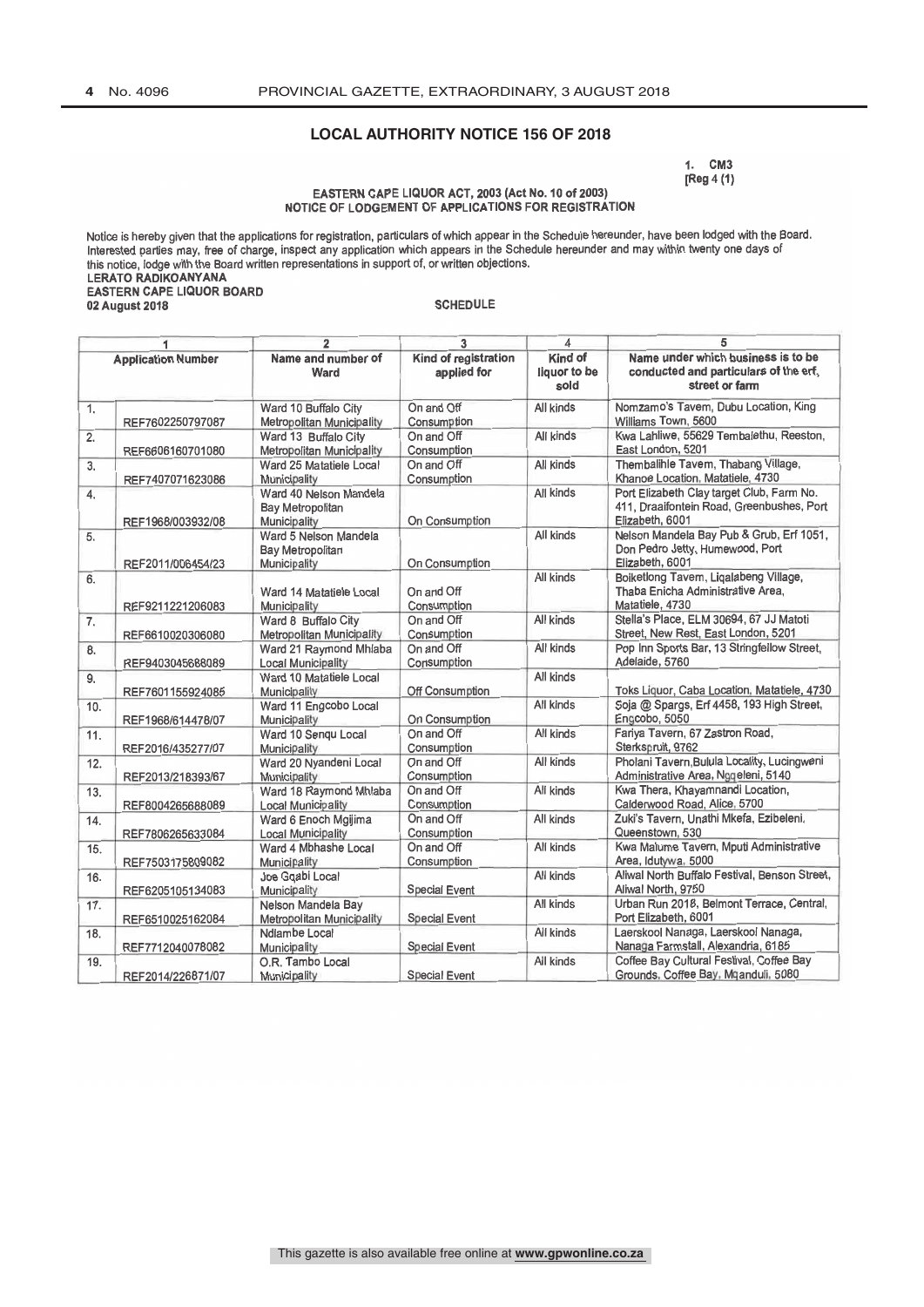## LOCAL AUTHORITY NOTICE 156 OF 2018

1. CM3
[Reg 4 (1)

EASTERN CAPE LIQUOR ACT, 2003 (Act No. 10 of 2003)
NOTICE OF LODGEMENT OF APPLICATIONS FOR REGISTRATION

Notice is hereby given that the applications for registration, particulars of which appear in the Schedule hereunder, have been lodged with the Board. Interested parties may, free of charge, inspect any application which appears in the Schedule hereunder and may within twenty one days of this notice, lodge with the Board written representations in support of, or written objections.

**LERATO RADIKOANYANA**
**EASTERN CAPE LIQUOR BOARD**
**02 August 2018**

SCHEDULE

| 1 | | 2 | 3 | 4 | 5 |
|---|---|---|---|---|---|
| Application Number | | Name and number of Ward | Kind of registration applied for | Kind of liquor to be sold | Name under which business is to be conducted and particulars of the erf, street or farm |
| 1. | REF7602250797087 | Ward 10 Buffalo City Metropolitan Municipality | On and Off Consumption | All kinds | Nomzamo's Tavern, Dubu Location, King Williams Town, 5600 |
| 2. | REF6606160701080 | Ward 13 Buffalo City Metropolitan Municipality | On and Off Consumption | All kinds | Kwa Lahliwe, 55629 Tembalethu, Reeston, East London, 5201 |
| 3. | REF7407071623086 | Ward 25 Matatiele Local Municipality | On and Off Consumption | All kinds | Thembalihle Tavern, Thabang Village, Khanoe Location, Matatiele, 4730 |
| 4. | REF1968/003932/08 | Ward 40 Nelson Mandela Bay Metropolitan Municipality | On Consumption | All kinds | Port Elizabeth Clay target Club, Farm No. 411, Draaifontein Road, Greenbushes, Port Elizabeth, 6001 |
| 5. | REF2011/006454/23 | Ward 5 Nelson Mandela Bay Metropolitan Municipality | On Consumption | All kinds | Nelson Mandela Bay Pub & Grub, Erf 1051, Don Pedro Jetty, Humewood, Port Elizabeth, 6001 |
| 6. | REF9211221206083 | Ward 14 Matatiele Local Municipality | On and Off Consumption | All kinds | Boiketlong Tavern, Liqalabeng Village, Thaba Enicha Administrative Area, Matatiele, 4730 |
| 7. | REF6610020306080 | Ward 8 Buffalo City Metropolitan Municipality | On and Off Consumption | All kinds | Stella's Place, ELM 30694, 67 JJ Matoti Street, New Rest, East London, 5201 |
| 8. | REF9403045688089 | Ward 21 Raymond Mhlaba Local Municipality | On and Off Consumption | All kinds | Pop Inn Sports Bar, 13 Stringfellow Street, Adelaide, 5760 |
| 9. | REF7601155924085 | Ward 10 Matatiele Local Municipality | Off Consumption | All kinds | Toks Liquor, Caba Location, Matatiele, 4730 |
| 10. | REF1968/614478/07 | Ward 11 Engcobo Local Municipality | On Consumption | All kinds | Soja @ Spargs, Erf 4458, 193 High Street, Engcobo, 5050 |
| 11. | REF2016/435277/07 | Ward 10 Senqu Local Municipality | On and Off Consumption | All kinds | Fariya Tavern, 67 Zastron Road, Sterkspruit, 9762 |
| 12. | REF2013/218393/67 | Ward 20 Nyandeni Local Municipality | On and Off Consumption | All kinds | Pholani Tavern,Bulula Locality, Lucingweni Administrative Area, Ngqeleni, 5140 |
| 13. | REF8004265688089 | Ward 18 Raymond Mhlaba Local Municipality | On and Off Consumption | All kinds | Kwa Thera, Khayamnandi Location, Calderwood Road, Alice, 5700 |
| 14. | REF7806265633084 | Ward 6 Enoch Mgijima Local Municipality | On and Off Consumption | All kinds | Zuki's Tavern, Unathi Mkefa, Ezibeleni, Queenstown, 530 |
| 15. | REF7503175809082 | Ward 4 Mbhashe Local Municipality | On and Off Consumption | All kinds | Kwa Malume Tavern, Mputi Administrative Area, Idutywa, 5000 |
| 16. | REF6205105134083 | Joe Gqabi Local Municipality | Special Event | All kinds | Aliwal North Buffalo Festival, Benson Street, Aliwal North, 9750 |
| 17. | REF6510025162084 | Nelson Mandela Bay Metropolitan Municipality | Special Event | All kinds | Urban Run 2018, Belmont Terrace, Central, Port Elizabeth, 6001 |
| 18. | REF7712040078082 | Ndlambe Local Municipality | Special Event | All kinds | Laerskool Nanaga, Laerskool Nanaga, Nanaga Farmstall, Alexandria, 6185 |
| 19. | REF2014/226871/07 | O.R. Tambo Local Municipality | Special Event | All kinds | Coffee Bay Cultural Festival, Coffee Bay Grounds, Coffee Bay, Mqanduli, 5080 |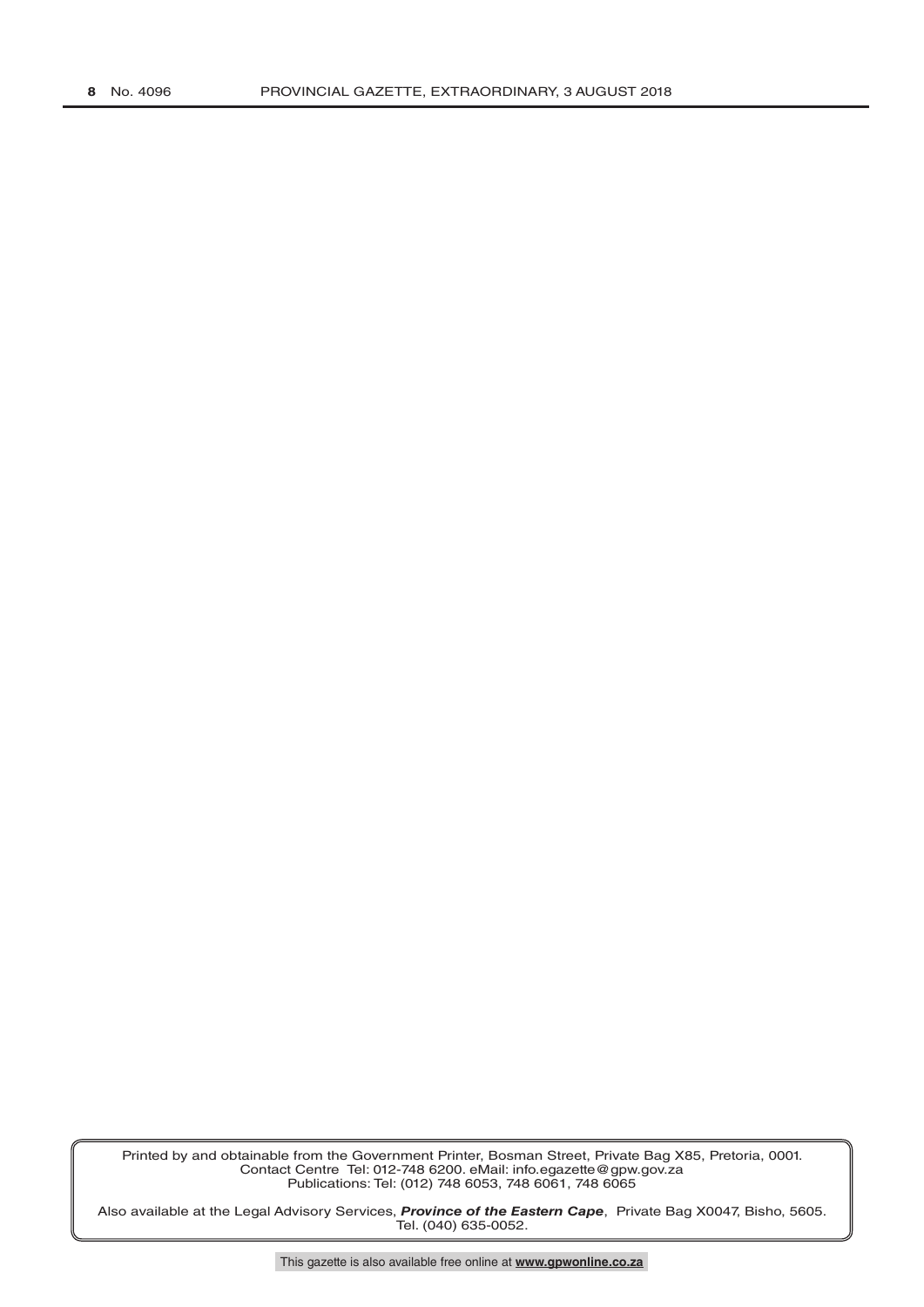Printed by and obtainable from the Government Printer, Bosman Street, Private Bag X85, Pretoria, 0001.
Contact Centre Tel: 012-748 6200. eMail: info.egazette@gpw.gov.za
Publications: Tel: (012) 748 6053, 748 6061, 748 6065

Also available at the Legal Advisory Services, ***Province of the Eastern Cape***, Private Bag X0047, Bisho, 5605.
Tel. (040) 635-0052.

This gazette is also available free online at **www.gpwonline.co.za**